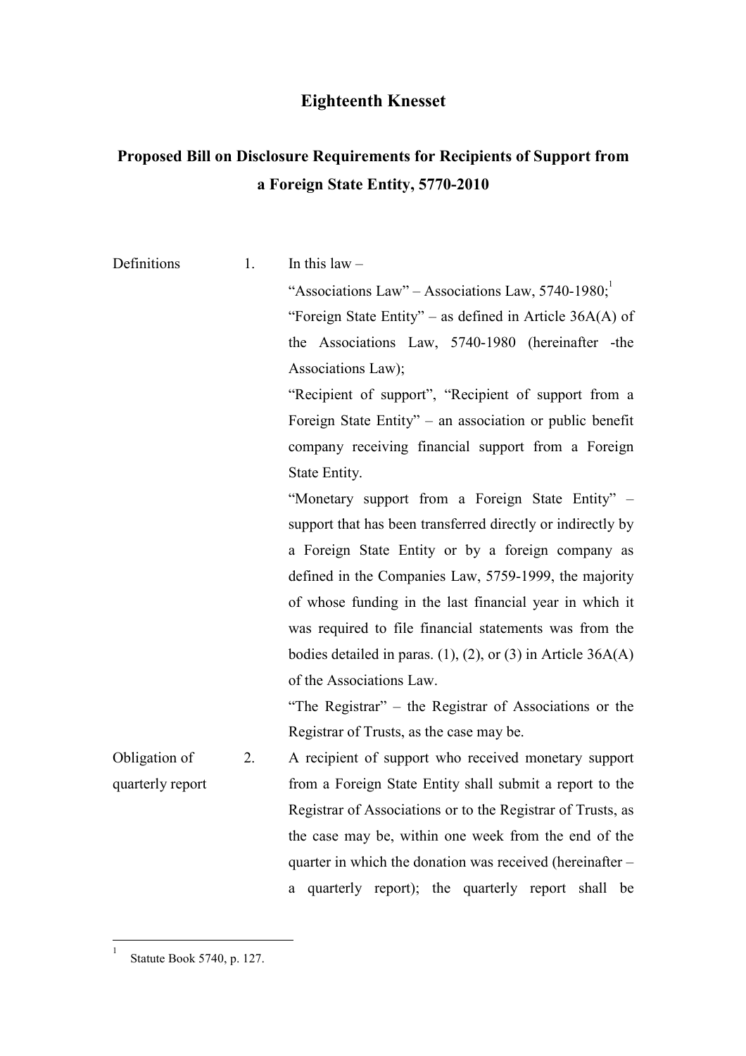# Eighteenth Knesset

## Proposed Bill on Disclosure Requirements for Recipients of Support from a Foreign State Entity, 5770-2010

**Definitions**

1. In this law –

"Associations Law" – Associations Law, 5740-1980;[1]

"Foreign State Entity" – as defined in Article 36A(A) of the Associations Law, 5740-1980 (hereinafter -the Associations Law);

"Recipient of support", "Recipient of support from a Foreign State Entity" – an association or public benefit company receiving financial support from a Foreign State Entity.

"Monetary support from a Foreign State Entity" – support that has been transferred directly or indirectly by a Foreign State Entity or by a foreign company as defined in the Companies Law, 5759-1999, the majority of whose funding in the last financial year in which it was required to file financial statements was from the bodies detailed in paras. (1), (2), or (3) in Article 36A(A) of the Associations Law.

"The Registrar" – the Registrar of Associations or the Registrar of Trusts, as the case may be.

**Obligation of quarterly report**

2. A recipient of support who received monetary support from a Foreign State Entity shall submit a report to the Registrar of Associations or to the Registrar of Trusts, as the case may be, within one week from the end of the quarter in which the donation was received (hereinafter – a quarterly report); the quarterly report shall be

---

[1] Statute Book 5740, p. 127.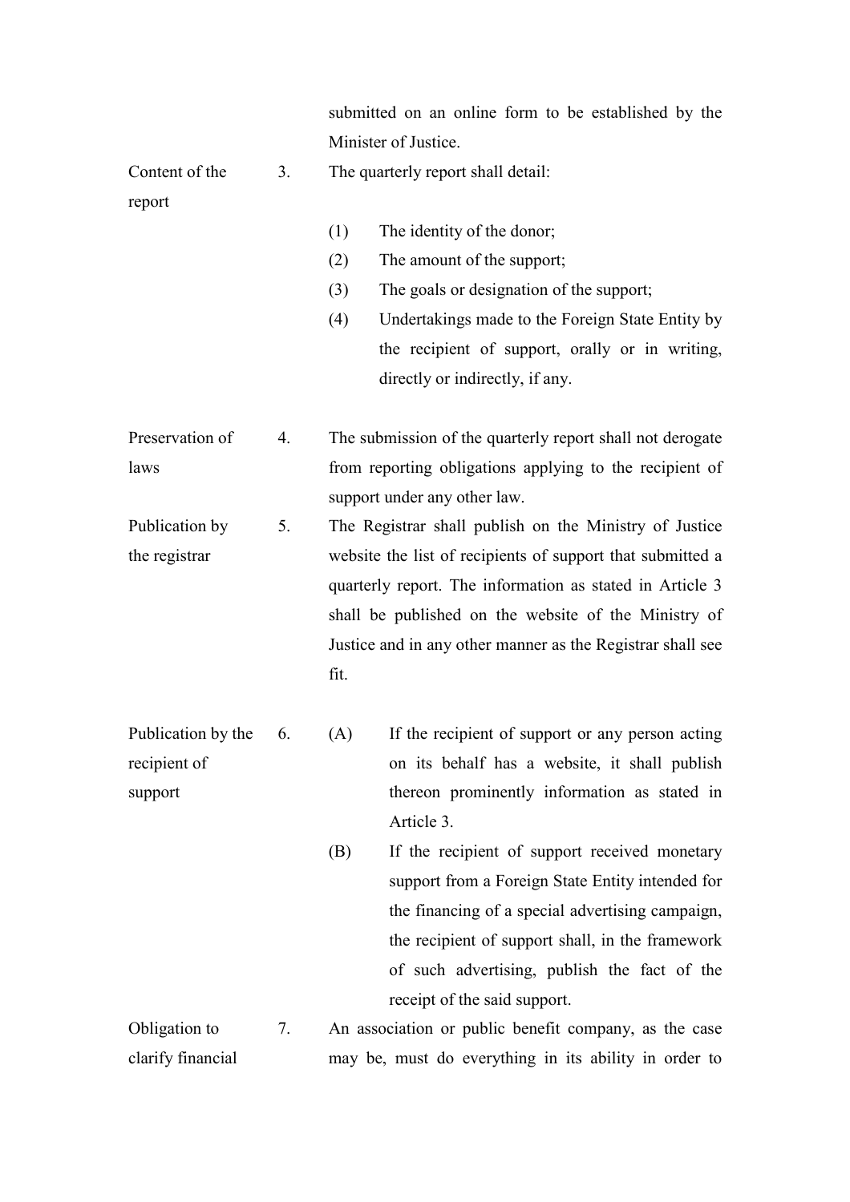submitted on an online form to be established by the Minister of Justice.

**Content of the report**

3. The quarterly report shall detail:

   (1) The identity of the donor;

   (2) The amount of the support;

   (3) The goals or designation of the support;

   (4) Undertakings made to the Foreign State Entity by the recipient of support, orally or in writing, directly or indirectly, if any.

**Preservation of laws**

4. The submission of the quarterly report shall not derogate from reporting obligations applying to the recipient of support under any other law.

**Publication by the registrar**

5. The Registrar shall publish on the Ministry of Justice website the list of recipients of support that submitted a quarterly report. The information as stated in Article 3 shall be published on the website of the Ministry of Justice and in any other manner as the Registrar shall see fit.

**Publication by the recipient of support**

6. (A) If the recipient of support or any person acting on its behalf has a website, it shall publish thereon prominently information as stated in Article 3.

   (B) If the recipient of support received monetary support from a Foreign State Entity intended for the financing of a special advertising campaign, the recipient of support shall, in the framework of such advertising, publish the fact of the receipt of the said support.

**Obligation to clarify financial**

7. An association or public benefit company, as the case may be, must do everything in its ability in order to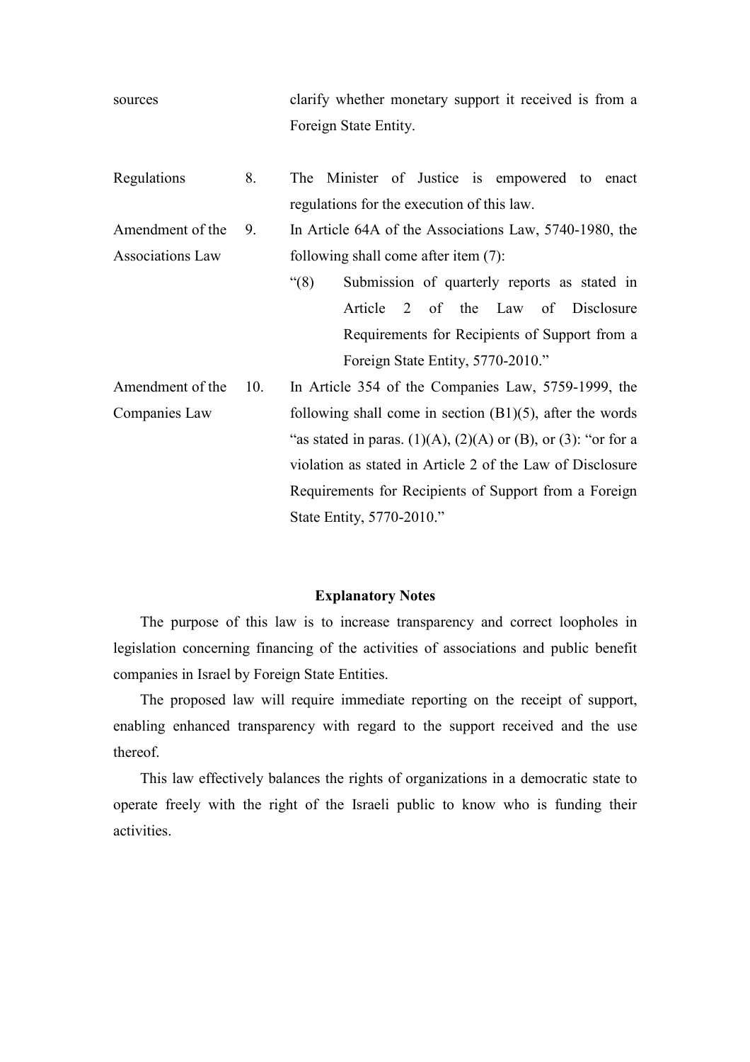| | | |
|---|---|---|
| sources | | clarify whether monetary support it received is from a Foreign State Entity. |
| Regulations | 8. | The Minister of Justice is empowered to enact regulations for the execution of this law. |
| Amendment of the Associations Law | 9. | In Article 64A of the Associations Law, 5740-1980, the following shall come after item (7): "(8) Submission of quarterly reports as stated in Article 2 of the Law of Disclosure Requirements for Recipients of Support from a Foreign State Entity, 5770-2010." |
| Amendment of the Companies Law | 10. | In Article 354 of the Companies Law, 5759-1999, the following shall come in section (B1)(5), after the words "as stated in paras. (1)(A), (2)(A) or (B), or (3): "or for a violation as stated in Article 2 of the Law of Disclosure Requirements for Recipients of Support from a Foreign State Entity, 5770-2010." |

**Explanatory Notes**

The purpose of this law is to increase transparency and correct loopholes in legislation concerning financing of the activities of associations and public benefit companies in Israel by Foreign State Entities.

The proposed law will require immediate reporting on the receipt of support, enabling enhanced transparency with regard to the support received and the use thereof.

This law effectively balances the rights of organizations in a democratic state to operate freely with the right of the Israeli public to know who is funding their activities.